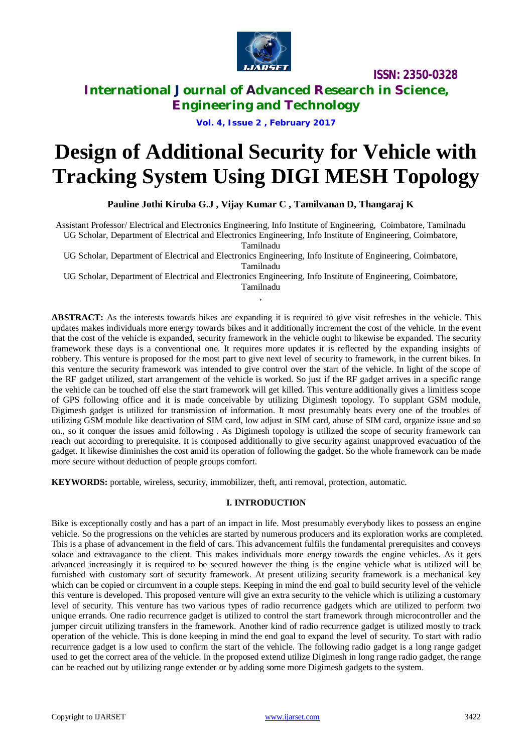# Design of Additional Security for Vehicle with Tracking System Using DIGI MESH Topology

**Pauline Jothi Kiruba G.J , Vijay Kumar C , Tamilvanan D, Thangaraj K**

Assistant Professor/ Electrical and Electronics Engineering, Info Institute of Engineering, Coimbatore, Tamilnadu

UG Scholar, Department of Electrical and Electronics Engineering, Info Institute of Engineering, Coimbatore, Tamilnadu

UG Scholar, Department of Electrical and Electronics Engineering, Info Institute of Engineering, Coimbatore, Tamilnadu

UG Scholar, Department of Electrical and Electronics Engineering, Info Institute of Engineering, Coimbatore, Tamilnadu

,

**ABSTRACT:** As the interests towards bikes are expanding it is required to give visit refreshes in the vehicle. This updates makes individuals more energy towards bikes and it additionally increment the cost of the vehicle. In the event that the cost of the vehicle is expanded, security framework in the vehicle ought to likewise be expanded. The security framework these days is a conventional one. It requires more updates it is reflected by the expanding insights of robbery. This venture is proposed for the most part to give next level of security to framework, in the current bikes. In this venture the security framework was intended to give control over the start of the vehicle. In light of the scope of the RF gadget utilized, start arrangement of the vehicle is worked. So just if the RF gadget arrives in a specific range the vehicle can be touched off else the start framework will get killed. This venture additionally gives a limitless scope of GPS following office and it is made conceivable by utilizing Digimesh topology. To supplant GSM module, Digimesh gadget is utilized for transmission of information. It most presumably beats every one of the troubles of utilizing GSM module like deactivation of SIM card, low adjust in SIM card, abuse of SIM card, organize issue and so on., so it conquer the issues amid following . As Digimesh topology is utilized the scope of security framework can reach out according to prerequisite. It is composed additionally to give security against unapproved evacuation of the gadget. It likewise diminishes the cost amid its operation of following the gadget. So the whole framework can be made more secure without deduction of people groups comfort.

**KEYWORDS:** portable, wireless, security, immobilizer, theft, anti removal, protection, automatic.

## I. INTRODUCTION

Bike is exceptionally costly and has a part of an impact in life. Most presumably everybody likes to possess an engine vehicle. So the progressions on the vehicles are started by numerous producers and its exploration works are completed. This is a phase of advancement in the field of cars. This advancement fulfils the fundamental prerequisites and conveys solace and extravagance to the client. This makes individuals more energy towards the engine vehicles. As it gets advanced increasingly it is required to be secured however the thing is the engine vehicle what is utilized will be furnished with customary sort of security framework. At present utilizing security framework is a mechanical key which can be copied or circumvent in a couple steps. Keeping in mind the end goal to build security level of the vehicle this venture is developed. This proposed venture will give an extra security to the vehicle which is utilizing a customary level of security. This venture has two various types of radio recurrence gadgets which are utilized to perform two unique errands. One radio recurrence gadget is utilized to control the start framework through microcontroller and the jumper circuit utilizing transfers in the framework. Another kind of radio recurrence gadget is utilized mostly to track operation of the vehicle. This is done keeping in mind the end goal to expand the level of security. To start with radio recurrence gadget is a low used to confirm the start of the vehicle. The following radio gadget is a long range gadget used to get the correct area of the vehicle. In the proposed extend utilize Digimesh in long range radio gadget, the range can be reached out by utilizing range extender or by adding some more Digimesh gadgets to the system.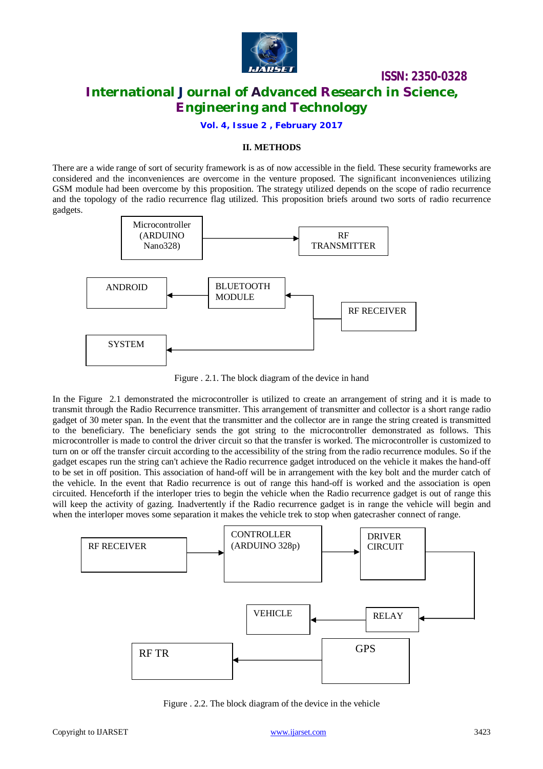## II. METHODS

There are a wide range of sort of security framework is as of now accessible in the field. These security frameworks are considered and the inconveniences are overcome in the venture proposed. The significant inconveniences utilizing GSM module had been overcome by this proposition. The strategy utilized depends on the scope of radio recurrence and the topology of the radio recurrence flag utilized. This proposition briefs around two sorts of radio recurrence gadgets.

Microcontroller (ARDUINO Nano328) → RF TRANSMITTER

RF RECEIVER → BLUETOOTH MODULE → ANDROID

RF RECEIVER → SYSTEM

Figure . 2.1. The block diagram of the device in hand

In the Figure 2.1 demonstrated the microcontroller is utilized to create an arrangement of string and it is made to transmit through the Radio Recurrence transmitter. This arrangement of transmitter and collector is a short range radio gadget of 30 meter span. In the event that the transmitter and the collector are in range the string created is transmitted to the beneficiary. The beneficiary sends the got string to the microcontroller demonstrated as follows. This microcontroller is made to control the driver circuit so that the transfer is worked. The microcontroller is customized to turn on or off the transfer circuit according to the accessibility of the string from the radio recurrence modules. So if the gadget escapes run the string can't achieve the Radio recurrence gadget introduced on the vehicle it makes the hand-off to be set in off position. This association of hand-off will be in arrangement with the key bolt and the murder catch of the vehicle. In the event that Radio recurrence is out of range this hand-off is worked and the association is open circuited. Henceforth if the interloper tries to begin the vehicle when the Radio recurrence gadget is out of range this will keep the activity of gazing. Inadvertently if the Radio recurrence gadget is in range the vehicle will begin and when the interloper moves some separation it makes the vehicle trek to stop when gatecrasher connect of range.

RF RECEIVER → CONTROLLER (ARDUINO 328p) → DRIVER CIRCUIT → RELAY → VEHICLE

GPS → RF TR

Figure . 2.2. The block diagram of the device in the vehicle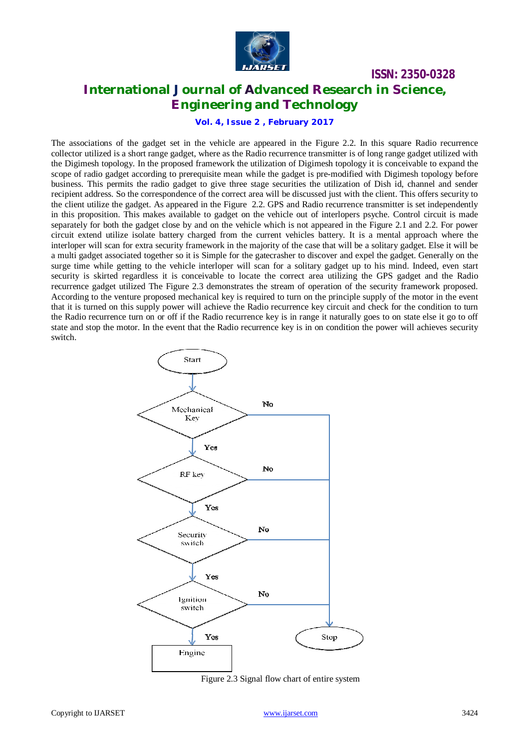The associations of the gadget set in the vehicle are appeared in the Figure 2.2. In this square Radio recurrence collector utilized is a short range gadget, where as the Radio recurrence transmitter is of long range gadget utilized with the Digimesh topology. In the proposed framework the utilization of Digimesh topology it is conceivable to expand the scope of radio gadget according to prerequisite mean while the gadget is pre-modified with Digimesh topology before business. This permits the radio gadget to give three stage securities the utilization of Dish id, channel and sender recipient address. So the correspondence of the correct area will be discussed just with the client. This offers security to the client utilize the gadget. As appeared in the Figure 2.2. GPS and Radio recurrence transmitter is set independently in this proposition. This makes available to gadget on the vehicle out of interlopers psyche. Control circuit is made separately for both the gadget close by and on the vehicle which is not appeared in the Figure 2.1 and 2.2. For power circuit extend utilize isolate battery charged from the current vehicles battery. It is a mental approach where the interloper will scan for extra security framework in the majority of the case that will be a solitary gadget. Else it will be a multi gadget associated together so it is Simple for the gatecrasher to discover and expel the gadget. Generally on the surge time while getting to the vehicle interloper will scan for a solitary gadget up to his mind. Indeed, even start security is skirted regardless it is conceivable to locate the correct area utilizing the GPS gadget and the Radio recurrence gadget utilized The Figure 2.3 demonstrates the stream of operation of the security framework proposed. According to the venture proposed mechanical key is required to turn on the principle supply of the motor in the event that it is turned on this supply power will achieve the Radio recurrence key circuit and check for the condition to turn the Radio recurrence turn on or off if the Radio recurrence key is in range it naturally goes to on state else it go to off state and stop the motor. In the event that the Radio recurrence key is in on condition the power will achieves security switch.

```
Start
  |
Mechanical Key --No--> Stop
  | Yes
RF key --No--> Stop
  | Yes
Security switch --No--> Stop
  | Yes
Ignition switch --No--> Stop
  | Yes
Engine
```

Figure 2.3 Signal flow chart of entire system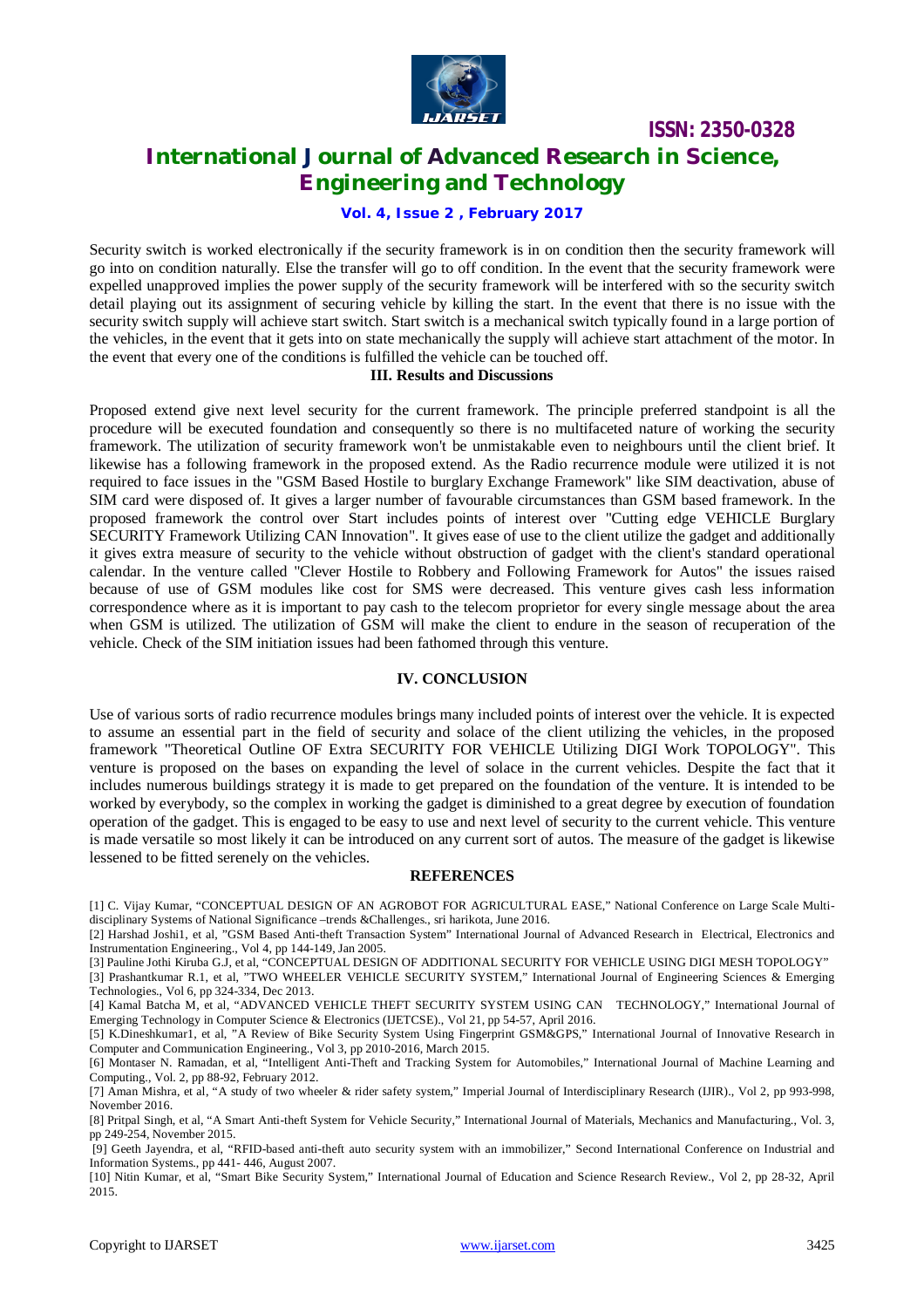Security switch is worked electronically if the security framework is in on condition then the security framework will go into on condition naturally. Else the transfer will go to off condition. In the event that the security framework were expelled unapproved implies the power supply of the security framework will be interfered with so the security switch detail playing out its assignment of securing vehicle by killing the start. In the event that there is no issue with the security switch supply will achieve start switch. Start switch is a mechanical switch typically found in a large portion of the vehicles, in the event that it gets into on state mechanically the supply will achieve start attachment of the motor. In the event that every one of the conditions is fulfilled the vehicle can be touched off.

## III. Results and Discussions

Proposed extend give next level security for the current framework. The principle preferred standpoint is all the procedure will be executed foundation and consequently so there is no multifaceted nature of working the security framework. The utilization of security framework won't be unmistakable even to neighbours until the client brief. It likewise has a following framework in the proposed extend. As the Radio recurrence module were utilized it is not required to face issues in the "GSM Based Hostile to burglary Exchange Framework" like SIM deactivation, abuse of SIM card were disposed of. It gives a larger number of favourable circumstances than GSM based framework. In the proposed framework the control over Start includes points of interest over "Cutting edge VEHICLE Burglary SECURITY Framework Utilizing CAN Innovation". It gives ease of use to the client utilize the gadget and additionally it gives extra measure of security to the vehicle without obstruction of gadget with the client's standard operational calendar. In the venture called "Clever Hostile to Robbery and Following Framework for Autos" the issues raised because of use of GSM modules like cost for SMS were decreased. This venture gives cash less information correspondence where as it is important to pay cash to the telecom proprietor for every single message about the area when GSM is utilized. The utilization of GSM will make the client to endure in the season of recuperation of the vehicle. Check of the SIM initiation issues had been fathomed through this venture.

## IV. CONCLUSION

Use of various sorts of radio recurrence modules brings many included points of interest over the vehicle. It is expected to assume an essential part in the field of security and solace of the client utilizing the vehicles, in the proposed framework "Theoretical Outline OF Extra SECURITY FOR VEHICLE Utilizing DIGI Work TOPOLOGY". This venture is proposed on the bases on expanding the level of solace in the current vehicles. Despite the fact that it includes numerous buildings strategy it is made to get prepared on the foundation of the venture. It is intended to be worked by everybody, so the complex in working the gadget is diminished to a great degree by execution of foundation operation of the gadget. This is engaged to be easy to use and next level of security to the current vehicle. This venture is made versatile so most likely it can be introduced on any current sort of autos. The measure of the gadget is likewise lessened to be fitted serenely on the vehicles.

## REFERENCES

[1] C. Vijay Kumar, "CONCEPTUAL DESIGN OF AN AGROBOT FOR AGRICULTURAL EASE," National Conference on Large Scale Multi-disciplinary Systems of National Significance –trends &Challenges., sri harikota, June 2016.

[2] Harshad Joshi1, et al, "GSM Based Anti-theft Transaction System" International Journal of Advanced Research in Electrical, Electronics and Instrumentation Engineering., Vol 4, pp 144-149, Jan 2005.

[3] Pauline Jothi Kiruba G.J, et al, "CONCEPTUAL DESIGN OF ADDITIONAL SECURITY FOR VEHICLE USING DIGI MESH TOPOLOGY"

[3] Prashantkumar R.1, et al, "TWO WHEELER VEHICLE SECURITY SYSTEM," International Journal of Engineering Sciences & Emerging Technologies., Vol 6, pp 324-334, Dec 2013.

[4] Kamal Batcha M, et al, "ADVANCED VEHICLE THEFT SECURITY SYSTEM USING CAN TECHNOLOGY," International Journal of Emerging Technology in Computer Science & Electronics (IJETCSE)., Vol 21, pp 54-57, April 2016.

[5] K.Dineshkumar1, et al, "A Review of Bike Security System Using Fingerprint GSM&GPS," International Journal of Innovative Research in Computer and Communication Engineering., Vol 3, pp 2010-2016, March 2015.

[6] Montaser N. Ramadan, et al, "Intelligent Anti-Theft and Tracking System for Automobiles," International Journal of Machine Learning and Computing., Vol. 2, pp 88-92, February 2012.

[7] Aman Mishra, et al, "A study of two wheeler & rider safety system," Imperial Journal of Interdisciplinary Research (IJIR)., Vol 2, pp 993-998, November 2016.

[8] Pritpal Singh, et al, "A Smart Anti-theft System for Vehicle Security," International Journal of Materials, Mechanics and Manufacturing., Vol. 3, pp 249-254, November 2015.

[9] Geeth Jayendra, et al, "RFID-based anti-theft auto security system with an immobilizer," Second International Conference on Industrial and Information Systems., pp 441- 446, August 2007.

[10] Nitin Kumar, et al, "Smart Bike Security System," International Journal of Education and Science Research Review., Vol 2, pp 28-32, April 2015.